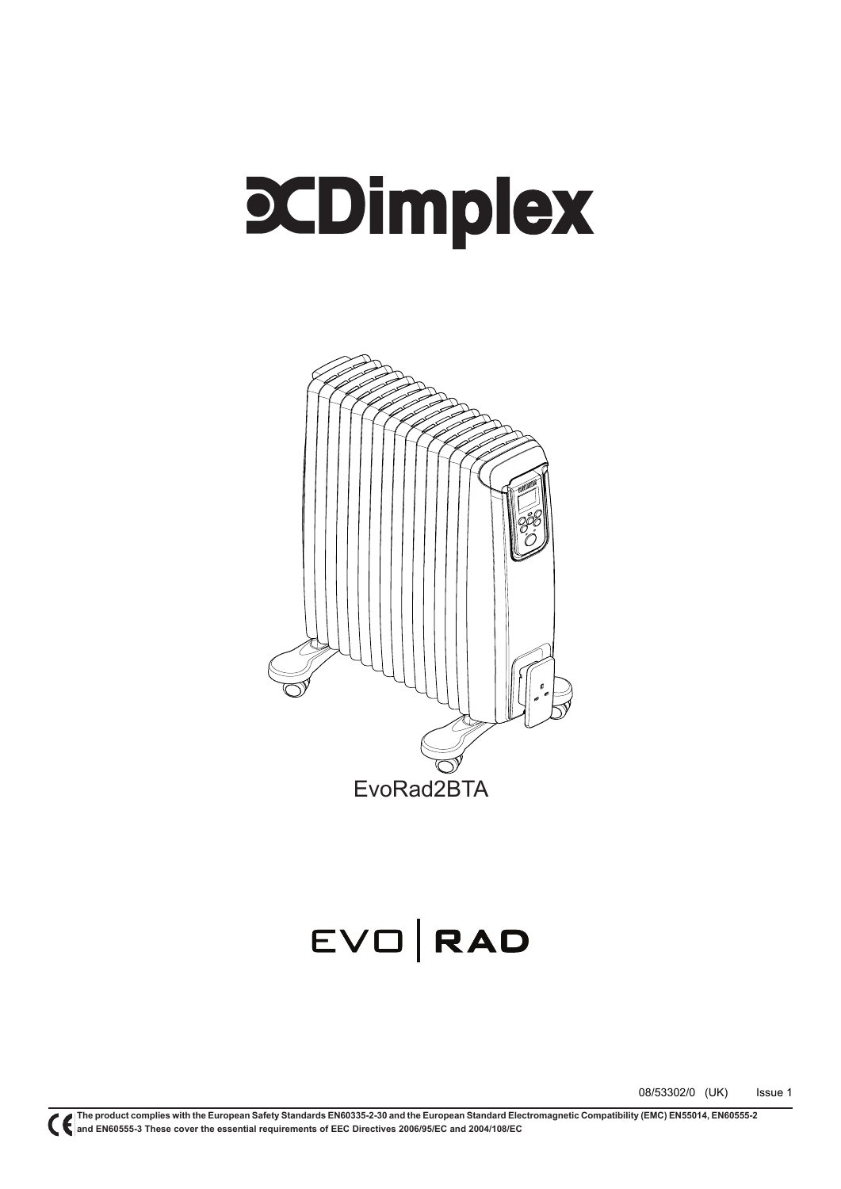# Dimplex

EvoRad2BTA

EVO | RAD

08/53302/0 (UK) Issue 1

**The product complies with the European Safety Standards EN60335-2-30 and the European Standard Electromagnetic Compatibility (EMC) EN55014, EN60555-2 and EN60555-3 These cover the essential requirements of EEC Directives 2006/95/EC and 2004/108/EC**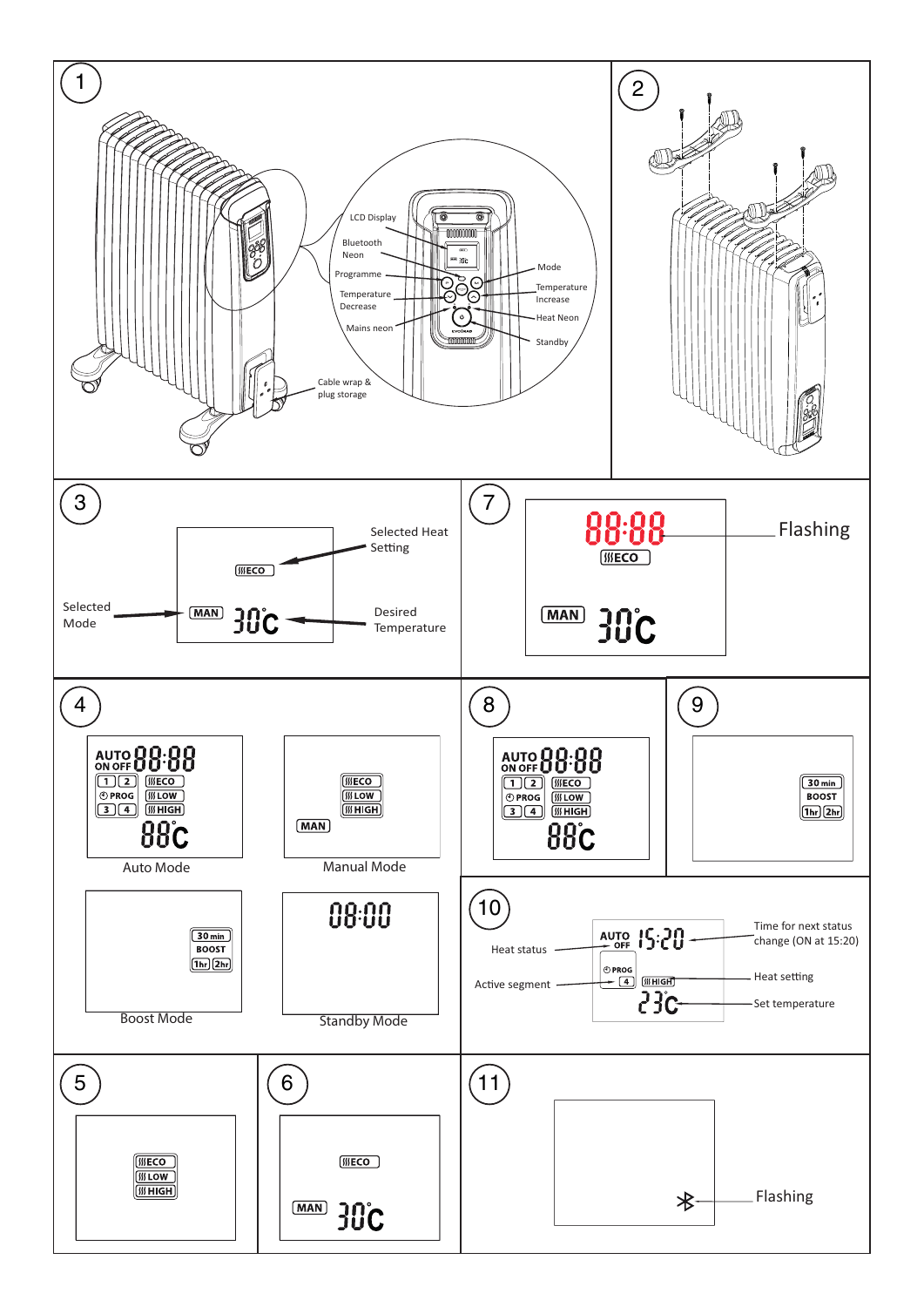1

LCD Display

Bluetooth Neon

Programme

Temperature Decrease

Mains neon

Mode

Temperature Increase

Heat Neon

Standby

Cable wrap & plug storage

2

3

Selected Heat Setting

Selected Mode

Desired Temperature

MAN 30°C

ECO

7

88:88

ECO

MAN 30°C

Flashing

4

AUTO ON OFF 88:88

1 2 ECO

PROG LOW

3 4 HIGH

88°C

Auto Mode

ECO LOW HIGH

MAN

Manual Mode

30 min BOOST 1hr 2hr

Boost Mode

08:00

Standby Mode

8

AUTO ON OFF 88:88

1 2 ECO

PROG LOW

3 4 HIGH

88°C

9

30 min BOOST 1hr 2hr

10

Heat status

Active segment

AUTO OFF 15:20

PROG 4 HIGH

23°C

Time for next status change (ON at 15:20)

Heat setting

Set temperature

5

ECO LOW HIGH

6

ECO

MAN 30°C

11

Flashing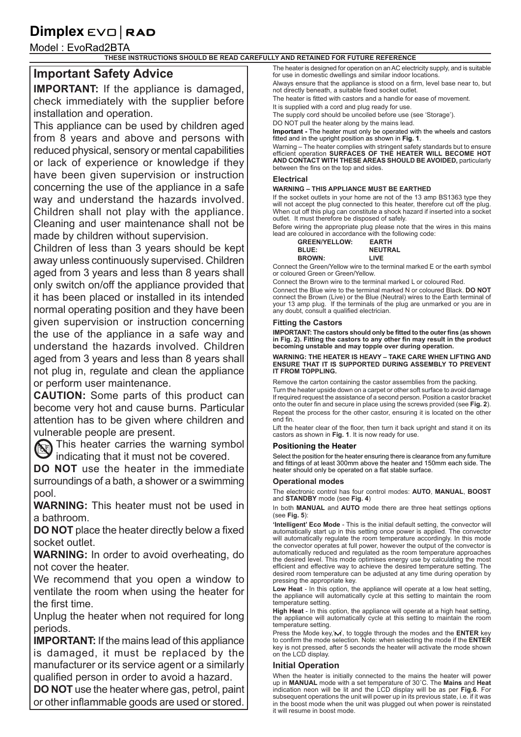# Dimplex EVO | RAD

Model : EvoRad2BTA

**THESE INSTRUCTIONS SHOULD BE READ CAREFULLY AND RETAINED FOR FUTURE REFERENCE**

## Important Safety Advice

**IMPORTANT:** If the appliance is damaged, check immediately with the supplier before installation and operation.

This appliance can be used by children aged from 8 years and above and persons with reduced physical, sensory or mental capabilities or lack of experience or knowledge if they have been given supervision or instruction concerning the use of the appliance in a safe way and understand the hazards involved. Children shall not play with the appliance. Cleaning and user maintenance shall not be made by children without supervision.

Children of less than 3 years should be kept away unless continuously supervised. Children aged from 3 years and less than 8 years shall only switch on/off the appliance provided that it has been placed or installed in its intended normal operating position and they have been given supervision or instruction concerning the use of the appliance in a safe way and understand the hazards involved. Children aged from 3 years and less than 8 years shall not plug in, regulate and clean the appliance or perform user maintenance.

**CAUTION:** Some parts of this product can become very hot and cause burns. Particular attention has to be given where children and vulnerable people are present.

This heater carries the warning symbol indicating that it must not be covered.

**DO NOT** use the heater in the immediate surroundings of a bath, a shower or a swimming pool.

**WARNING:** This heater must not be used in a bathroom.

**DO NOT** place the heater directly below a fixed socket outlet.

**WARNING:** In order to avoid overheating, do not cover the heater.

We recommend that you open a window to ventilate the room when using the heater for the first time.

Unplug the heater when not required for long periods.

**IMPORTANT:** If the mains lead of this appliance is damaged, it must be replaced by the manufacturer or its service agent or a similarly qualified person in order to avoid a hazard.

**DO NOT** use the heater where gas, petrol, paint or other inflammable goods are used or stored.

The heater is designed for operation on an AC electricity supply, and is suitable for use in domestic dwellings and similar indoor locations.

Always ensure that the appliance is stood on a firm, level base near to, but not directly beneath, a suitable fixed socket outlet.

The heater is fitted with castors and a handle for ease of movement.

It is supplied with a cord and plug ready for use.

The supply cord should be uncoiled before use (see 'Storage').

DO NOT pull the heater along by the mains lead.

**Important -** The heater must only be operated with the wheels and castors fitted and in the upright position as shown in **Fig. 1**.

Warning – The heater complies with stringent safety standards but to ensure efficient operation **SURFACES OF THE HEATER WILL BECOME HOT AND CONTACT WITH THESE AREAS SHOULD BE AVOIDED,** particularly between the fins on the top and sides.

### Electrical

**WARNING – THIS APPLIANCE MUST BE EARTHED**

If the socket outlets in your home are not of the 13 amp BS1363 type they will not accept the plug connected to this heater, therefore cut off the plug. When cut off this plug can constitute a shock hazard if inserted into a socket outlet. It must therefore be disposed of safely.

Before wiring the appropriate plug please note that the wires in this mains lead are coloured in accordance with the following code:

| | |
|---|---|
| **GREEN/YELLOW:** | **EARTH** |
| **BLUE:** | **NEUTRAL** |
| **BROWN:** | **LIVE** |

Connect the Green/Yellow wire to the terminal marked E or the earth symbol or coloured Green or Green/Yellow.

Connect the Brown wire to the terminal marked L or coloured Red.

Connect the Blue wire to the terminal marked N or coloured Black. **DO NOT** connect the Brown (Live) or the Blue (Neutral) wires to the Earth terminal of your 13 amp plug. If the terminals of the plug are unmarked or you are in any doubt, consult a qualified electrician.

### Fitting the Castors

**IMPORTANT: The castors should only be fitted to the outer fins (as shown in Fig. 2). Fitting the castors to any other fin may result in the product becoming unstable and may topple over during operation.**

**WARNING: THE HEATER IS HEAVY – TAKE CARE WHEN LIFTING AND ENSURE THAT IT IS SUPPORTED DURING ASSEMBLY TO PREVENT IT FROM TOPPLING.**

Remove the carton containing the castor assemblies from the packing.

Turn the heater upside down on a carpet or other soft surface to avoid damage If required request the assistance of a second person. Position a castor bracket onto the outer fin and secure in place using the screws provided (see **Fig. 2**). Repeat the process for the other castor, ensuring it is located on the other end fin.

Lift the heater clear of the floor, then turn it back upright and stand it on its castors as shown in **Fig. 1**. It is now ready for use.

### Positioning the Heater

Select the position for the heater ensuring there is clearance from any furniture and fittings of at least 300mm above the heater and 150mm each side. The heater should only be operated on a flat stable surface.

### Operational modes

The electronic control has four control modes: **AUTO**, **MANUAL**, **BOOST** and **STANDBY** mode (see **Fig. 4**)

In both **MANUAL** and **AUTO** mode there are three heat settings options (see **Fig. 5**):

**'Intelligent' Eco Mode** - This is the initial default setting, the convector will automatically start up in this setting once power is applied. The convector will automatically regulate the room temperature accordingly. In this mode the convector operates at full power, however the output of the convector is automatically reduced and regulated as the room temperature approaches the desired level. This mode optimises energy use by calculating the most efficient and effective way to achieve the desired temperature setting. The desired room temperature can be adjusted at any time during operation by pressing the appropriate key.

**Low Heat** - In this option, the appliance will operate at a low heat setting, the appliance will automatically cycle at this setting to maintain the room temperature setting.

**High Heat** - In this option, the appliance will operate at a high heat setting, the appliance will automatically cycle at this setting to maintain the room temperature setting.

Press the Mode key,'M', to toggle through the modes and the **ENTER** key to confirm the mode selection. Note: when selecting the mode if the **ENTER** key is not pressed, after 5 seconds the heater will activate the mode shown on the LCD display.

### Initial Operation

When the heater is initially connected to the mains the heater will power up in **MANUAL** mode with a set temperature of 30˚C. The **Mains** and **Heat** indication neon will be lit and the LCD display will be as per **Fig.6**. For subsequent operations the unit will power up in its previous state, i.e. if it was in the boost mode when the unit was plugged out when power is reinstated it will resume in boost mode.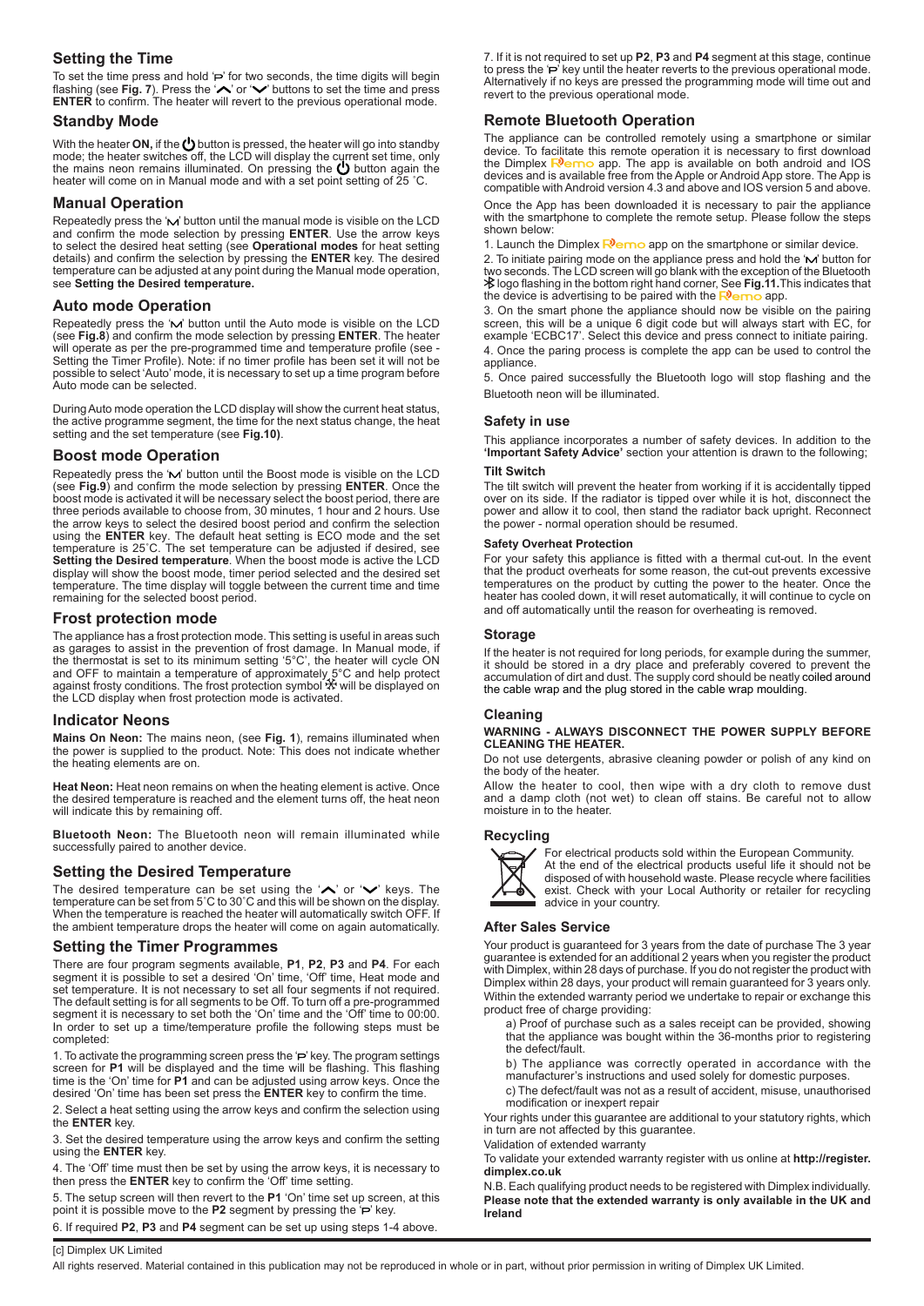## Setting the Time

To set the time press and hold 'P' for two seconds, the time digits will begin flashing (see **Fig. 7**). Press the '⌃' or '⌄' buttons to set the time and press **ENTER** to confirm. The heater will revert to the previous operational mode.

## Standby Mode

With the heater **ON,** if the ⏻ button is pressed, the heater will go into standby mode; the heater switches off, the LCD will display the current set time, only the mains neon remains illuminated. On pressing the ⏻ button again the heater will come on in Manual mode and with a set point setting of 25 ˚C.

## Manual Operation

Repeatedly press the 'M' button until the manual mode is visible on the LCD and confirm the mode selection by pressing **ENTER**. Use the arrow keys to select the desired heat setting (see **Operational modes** for heat setting details) and confirm the selection by pressing the **ENTER** key. The desired temperature can be adjusted at any point during the Manual mode operation, see **Setting the Desired temperature.**

## Auto mode Operation

Repeatedly press the 'M' button until the Auto mode is visible on the LCD (see **Fig.8**) and confirm the mode selection by pressing **ENTER**. The heater will operate as per the pre-programmed time and temperature profile (see - Setting the Timer Profile). Note: if no timer profile has been set it will not be possible to select 'Auto' mode, it is necessary to set up a time program before Auto mode can be selected.

During Auto mode operation the LCD display will show the current heat status, the active programme segment, the time for the next status change, the heat setting and the set temperature (see **Fig.10**).

## Boost mode Operation

Repeatedly press the 'M' button until the Boost mode is visible on the LCD (see **Fig.9**) and confirm the mode selection by pressing **ENTER**. Once the boost mode is activated it will be necessary select the boost period, there are three periods available to choose from, 30 minutes, 1 hour and 2 hours. Use the arrow keys to select the desired boost period and confirm the selection using the **ENTER** key. The default heat setting is ECO mode and the set temperature is 25˚C. The set temperature can be adjusted if desired, see **Setting the Desired temperature**. When the boost mode is active the LCD display will show the boost mode, timer period selected and the desired set temperature. The time display will toggle between the current time and time remaining for the selected boost period.

## Frost protection mode

The appliance has a frost protection mode. This setting is useful in areas such as garages to assist in the prevention of frost damage. In Manual mode, if the thermostat is set to its minimum setting '5°C', the heater will cycle ON and OFF to maintain a temperature of approximately 5°C and help protect against frosty conditions. The frost protection symbol ❄ will be displayed on the LCD display when frost protection mode is activated.

## Indicator Neons

**Mains On Neon:** The mains neon, (see **Fig. 1**), remains illuminated when the power is supplied to the product. Note: This does not indicate whether the heating elements are on.

**Heat Neon:** Heat neon remains on when the heating element is active. Once the desired temperature is reached and the element turns off, the heat neon will indicate this by remaining off.

**Bluetooth Neon:** The Bluetooth neon will remain illuminated while successfully paired to another device.

## Setting the Desired Temperature

The desired temperature can be set using the '⌃' or '⌄' keys. The temperature can be set from 5˚C to 30˚C and this will be shown on the display. When the temperature is reached the heater will automatically switch OFF. If the ambient temperature drops the heater will come on again automatically.

## Setting the Timer Programmes

There are four program segments available, **P1**, **P2**, **P3** and **P4**. For each segment it is possible to set a desired 'On' time, 'Off' time, Heat mode and set temperature. It is not necessary to set all four segments if not required. The default setting is for all segments to be Off. To turn off a pre-programmed segment it is necessary to set both the 'On' time and the 'Off' time to 00:00. In order to set up a time/temperature profile the following steps must be completed:

1. To activate the programming screen press the 'P' key. The program settings screen for **P1** will be displayed and the time will be flashing. This flashing time is the 'On' time for **P1** and can be adjusted using arrow keys. Once the desired 'On' time has been set press the **ENTER** key to confirm the time.

2. Select a heat setting using the arrow keys and confirm the selection using the **ENTER** key.

3. Set the desired temperature using the arrow keys and confirm the setting using the **ENTER** key.

4. The 'Off' time must then be set by using the arrow keys, it is necessary to then press the **ENTER** key to confirm the 'Off' time setting.

5. The setup screen will then revert to the **P1** 'On' time set up screen, at this point it is possible move to the **P2** segment by pressing the 'P' key.

6. If required **P2**, **P3** and **P4** segment can be set up using steps 1-4 above.

7. If it is not required to set up **P2**, **P3** and **P4** segment at this stage, continue to press the 'P' key until the heater reverts to the previous operational mode. Alternatively if no keys are pressed the programming mode will time out and revert to the previous operational mode.

## Remote Bluetooth Operation

The appliance can be controlled remotely using a smartphone or similar device. To facilitate this remote operation it is necessary to first download the Dimplex Remo app. The app is available on both android and IOS devices and is available free from the Apple or Android App store. The App is compatible with Android version 4.3 and above and IOS version 5 and above.

Once the App has been downloaded it is necessary to pair the appliance with the smartphone to complete the remote setup. Please follow the steps shown below:

1. Launch the Dimplex Remo app on the smartphone or similar device.

2. To initiate pairing mode on the appliance press and hold the 'M' button for two seconds. The LCD screen will go blank with the exception of the Bluetooth logo flashing in the bottom right hand corner, See **Fig.11.** This indicates that the device is advertising to be paired with the Remo app.

3. On the smart phone the appliance should now be visible on the pairing screen, this will be a unique 6 digit code but will always start with EC, for example 'ECBC17'. Select this device and press connect to initiate pairing.

4. Once the paring process is complete the app can be used to control the appliance.

5. Once paired successfully the Bluetooth logo will stop flashing and the Bluetooth neon will be illuminated.

## Safety in use

This appliance incorporates a number of safety devices. In addition to the **'Important Safety Advice'** section your attention is drawn to the following;

### Tilt Switch

The tilt switch will prevent the heater from working if it is accidentally tipped over on its side. If the radiator is tipped over while it is hot, disconnect the power and allow it to cool, then stand the radiator back upright. Reconnect the power - normal operation should be resumed.

### Safety Overheat Protection

For your safety this appliance is fitted with a thermal cut-out. In the event that the product overheats for some reason, the cut-out prevents excessive temperatures on the product by cutting the power to the heater. Once the heater has cooled down, it will reset automatically, it will continue to cycle on and off automatically until the reason for overheating is removed.

## Storage

If the heater is not required for long periods, for example during the summer, it should be stored in a dry place and preferably covered to prevent the accumulation of dirt and dust. The supply cord should be neatly coiled around the cable wrap and the plug stored in the cable wrap moulding.

## Cleaning

**WARNING - ALWAYS DISCONNECT THE POWER SUPPLY BEFORE CLEANING THE HEATER.**

Do not use detergents, abrasive cleaning powder or polish of any kind on the body of the heater.

Allow the heater to cool, then wipe with a dry cloth to remove dust and a damp cloth (not wet) to clean off stains. Be careful not to allow moisture in to the heater.

## Recycling

For electrical products sold within the European Community. At the end of the electrical products useful life it should not be disposed of with household waste. Please recycle where facilities exist. Check with your Local Authority or retailer for recycling advice in your country.

## After Sales Service

Your product is guaranteed for 3 years from the date of purchase The 3 year guarantee is extended for an additional 2 years when you register the product with Dimplex, within 28 days of purchase. If you do not register the product with Dimplex within 28 days, your product will remain guaranteed for 3 years only. Within the extended warranty period we undertake to repair or exchange this product free of charge providing:

a) Proof of purchase such as a sales receipt can be provided, showing that the appliance was bought within the 36-months prior to registering the defect/fault.

b) The appliance was correctly operated in accordance with the manufacturer's instructions and used solely for domestic purposes.

c) The defect/fault was not as a result of accident, misuse, unauthorised modification or inexpert repair

Your rights under this guarantee are additional to your statutory rights, which in turn are not affected by this guarantee.

Validation of extended warranty

To validate your extended warranty register with us online at **http://register.dimplex.co.uk**

N.B. Each qualifying product needs to be registered with Dimplex individually. **Please note that the extended warranty is only available in the UK and Ireland**

[c] Dimplex UK Limited

All rights reserved. Material contained in this publication may not be reproduced in whole or in part, without prior permission in writing of Dimplex UK Limited.